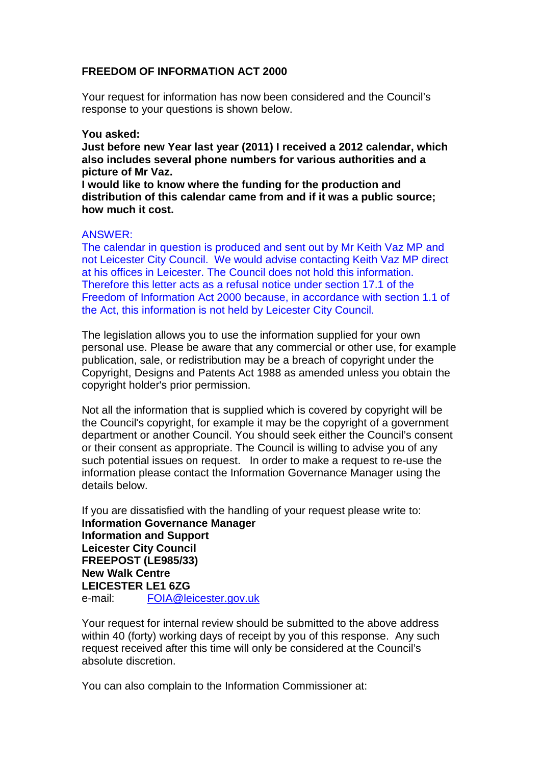**FREEDOM OF INFORMATION ACT 2000**

Your request for information has now been considered and the Council's response to your questions is shown below.

**You asked:**
**Just before new Year last year (2011) I received a 2012 calendar, which also includes several phone numbers for various authorities and a picture of Mr Vaz.**
**I would like to know where the funding for the production and distribution of this calendar came from and if it was a public source; how much it cost.**

ANSWER:
The calendar in question is produced and sent out by Mr Keith Vaz MP and not Leicester City Council. We would advise contacting Keith Vaz MP direct at his offices in Leicester. The Council does not hold this information. Therefore this letter acts as a refusal notice under section 17.1 of the Freedom of Information Act 2000 because, in accordance with section 1.1 of the Act, this information is not held by Leicester City Council.

The legislation allows you to use the information supplied for your own personal use. Please be aware that any commercial or other use, for example publication, sale, or redistribution may be a breach of copyright under the Copyright, Designs and Patents Act 1988 as amended unless you obtain the copyright holder's prior permission.

Not all the information that is supplied which is covered by copyright will be the Council's copyright, for example it may be the copyright of a government department or another Council. You should seek either the Council's consent or their consent as appropriate. The Council is willing to advise you of any such potential issues on request. In order to make a request to re-use the information please contact the Information Governance Manager using the details below.

If you are dissatisfied with the handling of your request please write to:
**Information Governance Manager**
**Information and Support**
**Leicester City Council**
**FREEPOST (LE985/33)**
**New Walk Centre**
**LEICESTER LE1 6ZG**
e-mail: FOIA@leicester.gov.uk

Your request for internal review should be submitted to the above address within 40 (forty) working days of receipt by you of this response. Any such request received after this time will only be considered at the Council's absolute discretion.

You can also complain to the Information Commissioner at: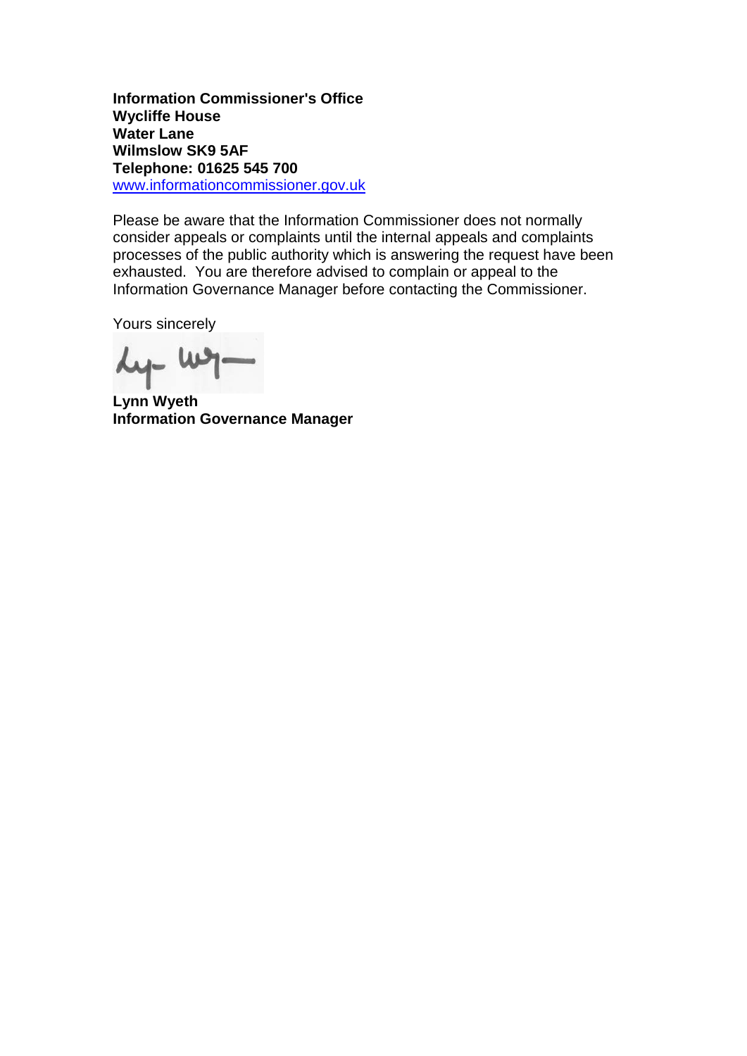**Information Commissioner's Office**
**Wycliffe House**
**Water Lane**
**Wilmslow SK9 5AF**
**Telephone: 01625 545 700**
www.informationcommissioner.gov.uk

Please be aware that the Information Commissioner does not normally consider appeals or complaints until the internal appeals and complaints processes of the public authority which is answering the request have been exhausted. You are therefore advised to complain or appeal to the Information Governance Manager before contacting the Commissioner.

Yours sincerely

**Lynn Wyeth**
**Information Governance Manager**